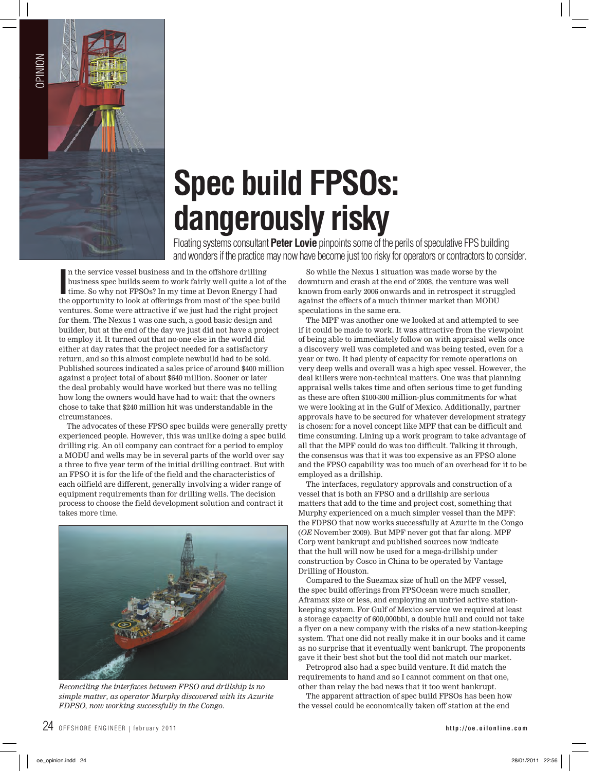# Spec build FPSOs: dangerously risky

Floating systems consultant **Peter Lovie** pinpoints some of the perils of speculative FPS building and wonders if the practice may now have become just too risky for operators or contractors to consider.

In the service vessel business and in the offshore drilling business spec builds seem to work fairly well quite a lot of the time. So why not FPSOs? In my time at Devon Energy I had the opportunity to look at offerings from most of the spec build ventures. Some were attractive if we just had the right project for them. The Nexus 1 was one such, a good basic design and builder, but at the end of the day we just did not have a project to employ it. It turned out that no-one else in the world did either at day rates that the project needed for a satisfactory return, and so this almost complete newbuild had to be sold. Published sources indicated a sales price of around $400 million against a project total of about $640 million. Sooner or later the deal probably would have worked but there was no telling how long the owners would have had to wait: that the owners chose to take that $240 million hit was understandable in the circumstances.

The advocates of these FPSO spec builds were generally pretty experienced people. However, this was unlike doing a spec build drilling rig. An oil company can contract for a period to employ a MODU and wells may be in several parts of the world over say a three to five year term of the initial drilling contract. But with an FPSO it is for the life of the field and the characteristics of each oilfield are different, generally involving a wider range of equipment requirements than for drilling wells. The decision process to choose the field development solution and contract it takes more time.

*Reconciling the interfaces between FPSO and drillship is no simple matter, as operator Murphy discovered with its Azurite FDPSO, now working successfully in the Congo.*

So while the Nexus 1 situation was made worse by the downturn and crash at the end of 2008, the venture was well known from early 2006 onwards and in retrospect it struggled against the effects of a much thinner market than MODU speculations in the same era.

The MPF was another one we looked at and attempted to see if it could be made to work. It was attractive from the viewpoint of being able to immediately follow on with appraisal wells once a discovery well was completed and was being tested, even for a year or two. It had plenty of capacity for remote operations on very deep wells and overall was a high spec vessel. However, the deal killers were non-technical matters. One was that planning appraisal wells takes time and often serious time to get funding as these are often $100-300 million-plus commitments for what we were looking at in the Gulf of Mexico. Additionally, partner approvals have to be secured for whatever development strategy is chosen: for a novel concept like MPF that can be difficult and time consuming. Lining up a work program to take advantage of all that the MPF could do was too difficult. Talking it through, the consensus was that it was too expensive as an FPSO alone and the FPSO capability was too much of an overhead for it to be employed as a drillship.

The interfaces, regulatory approvals and construction of a vessel that is both an FPSO and a drillship are serious matters that add to the time and project cost, something that Murphy experienced on a much simpler vessel than the MPF: the FDPSO that now works successfully at Azurite in the Congo (*OE* November 2009). But MPF never got that far along. MPF Corp went bankrupt and published sources now indicate that the hull will now be used for a mega-drillship under construction by Cosco in China to be operated by Vantage Drilling of Houston.

Compared to the Suezmax size of hull on the MPF vessel, the spec build offerings from FPSOcean were much smaller, Aframax size or less, and employing an untried active station-keeping system. For Gulf of Mexico service we required at least a storage capacity of 600,000bbl, a double hull and could not take a flyer on a new company with the risks of a new station-keeping system. That one did not really make it in our books and it came as no surprise that it eventually went bankrupt. The proponents gave it their best shot but the tool did not match our market.

Petroprod also had a spec build venture. It did match the requirements to hand and so I cannot comment on that one, other than relay the bad news that it too went bankrupt.

The apparent attraction of spec build FPSOs has been how the vessel could be economically taken off station at the end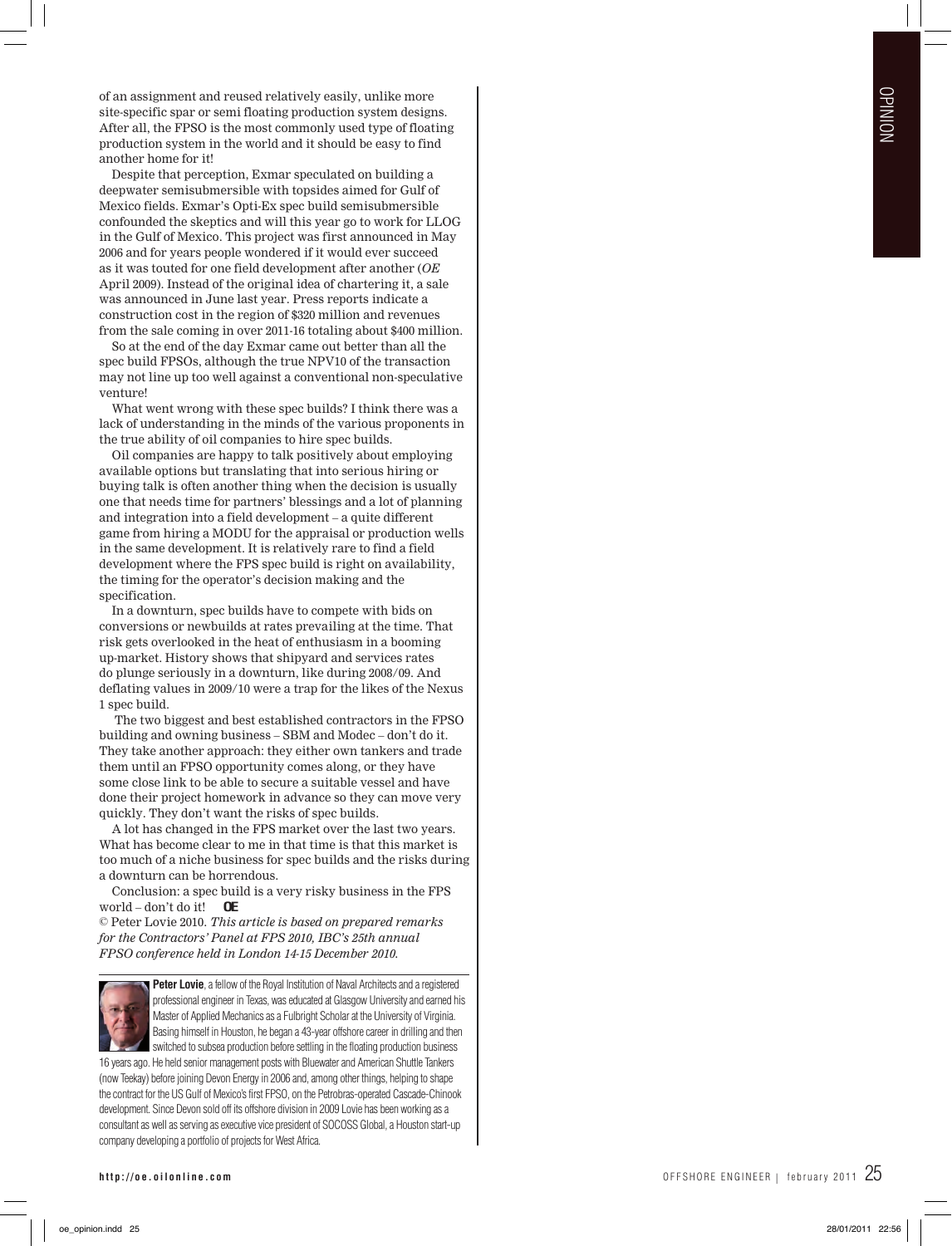of an assignment and reused relatively easily, unlike more site-specific spar or semi floating production system designs. After all, the FPSO is the most commonly used type of floating production system in the world and it should be easy to find another home for it!

Despite that perception, Exmar speculated on building a deepwater semisubmersible with topsides aimed for Gulf of Mexico fields. Exmar's Opti-Ex spec build semisubmersible confounded the skeptics and will this year go to work for LLOG in the Gulf of Mexico. This project was first announced in May 2006 and for years people wondered if it would ever succeed as it was touted for one field development after another (*OE* April 2009). Instead of the original idea of chartering it, a sale was announced in June last year. Press reports indicate a construction cost in the region of $320 million and revenues from the sale coming in over 2011-16 totaling about $400 million.

So at the end of the day Exmar came out better than all the spec build FPSOs, although the true NPV10 of the transaction may not line up too well against a conventional non-speculative venture!

What went wrong with these spec builds? I think there was a lack of understanding in the minds of the various proponents in the true ability of oil companies to hire spec builds.

Oil companies are happy to talk positively about employing available options but translating that into serious hiring or buying talk is often another thing when the decision is usually one that needs time for partners' blessings and a lot of planning and integration into a field development – a quite different game from hiring a MODU for the appraisal or production wells in the same development. It is relatively rare to find a field development where the FPS spec build is right on availability, the timing for the operator's decision making and the specification.

In a downturn, spec builds have to compete with bids on conversions or newbuilds at rates prevailing at the time. That risk gets overlooked in the heat of enthusiasm in a booming up-market. History shows that shipyard and services rates do plunge seriously in a downturn, like during 2008/09. And deflating values in 2009/10 were a trap for the likes of the Nexus 1 spec build.

The two biggest and best established contractors in the FPSO building and owning business – SBM and Modec – don't do it. They take another approach: they either own tankers and trade them until an FPSO opportunity comes along, or they have some close link to be able to secure a suitable vessel and have done their project homework in advance so they can move very quickly. They don't want the risks of spec builds.

A lot has changed in the FPS market over the last two years. What has become clear to me in that time is that this market is too much of a niche business for spec builds and the risks during a downturn can be horrendous.

Conclusion: a spec build is a very risky business in the FPS world – don't do it! **OE**

© Peter Lovie 2010. *This article is based on prepared remarks for the Contractors' Panel at FPS 2010, IBC's 25th annual FPSO conference held in London 14-15 December 2010.*

**Peter Lovie**, a fellow of the Royal Institution of Naval Architects and a registered professional engineer in Texas, was educated at Glasgow University and earned his Master of Applied Mechanics as a Fulbright Scholar at the University of Virginia. Basing himself in Houston, he began a 43-year offshore career in drilling and then switched to subsea production before settling in the floating production business 16 years ago. He held senior management posts with Bluewater and American Shuttle Tankers (now Teekay) before joining Devon Energy in 2006 and, among other things, helping to shape the contract for the US Gulf of Mexico's first FPSO, on the Petrobras-operated Cascade-Chinook development. Since Devon sold off its offshore division in 2009 Lovie has been working as a consultant as well as serving as executive vice president of SOCOSS Global, a Houston start-up company developing a portfolio of projects for West Africa.